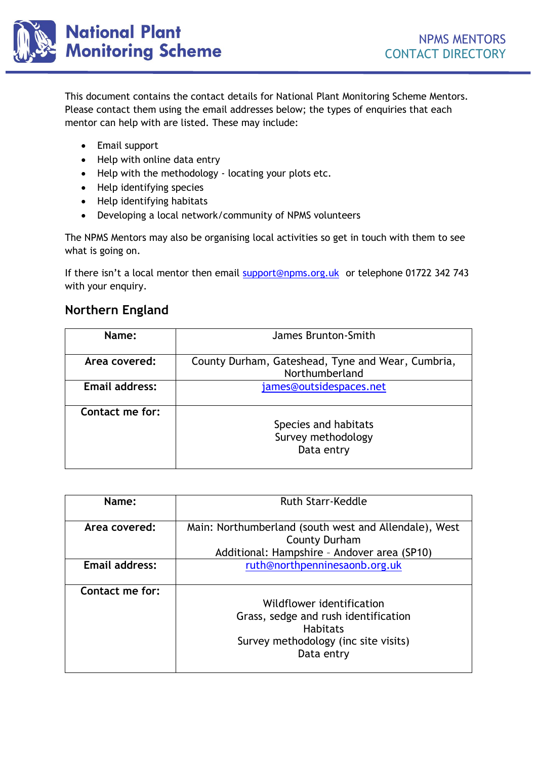# National Plant Monitoring Scheme

NPMS MENTORS
CONTACT DIRECTORY

This document contains the contact details for National Plant Monitoring Scheme Mentors. Please contact them using the email addresses below; the types of enquiries that each mentor can help with are listed. These may include:

- Email support
- Help with online data entry
- Help with the methodology - locating your plots etc.
- Help identifying species
- Help identifying habitats
- Developing a local network/community of NPMS volunteers

The NPMS Mentors may also be organising local activities so get in touch with them to see what is going on.

If there isn't a local mentor then email support@npms.org.uk or telephone 01722 342 743 with your enquiry.

## Northern England

| **Name:** | James Brunton-Smith |
|---|---|
| **Area covered:** | County Durham, Gateshead, Tyne and Wear, Cumbria, Northumberland |
| **Email address:** | james@outsidespaces.net |
| **Contact me for:** | Species and habitats<br>Survey methodology<br>Data entry |

| **Name:** | Ruth Starr-Keddle |
|---|---|
| **Area covered:** | Main: Northumberland (south west and Allendale), West County Durham<br>Additional: Hampshire – Andover area (SP10) |
| **Email address:** | ruth@northpenninesaonb.org.uk |
| **Contact me for:** | Wildflower identification<br>Grass, sedge and rush identification<br>Habitats<br>Survey methodology (inc site visits)<br>Data entry |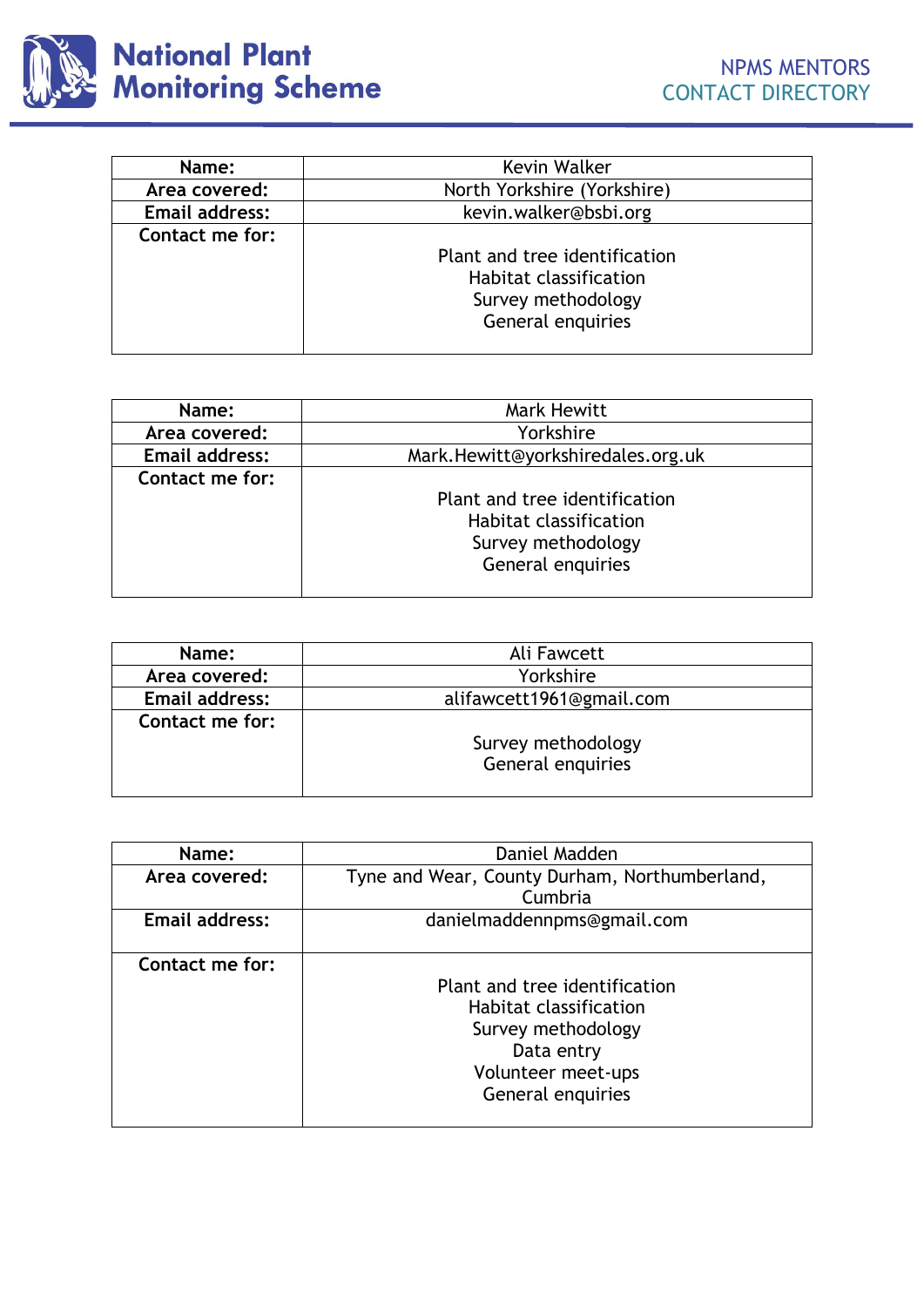# National Plant Monitoring Scheme

NPMS MENTORS
CONTACT DIRECTORY

| Name: | Kevin Walker |
|---|---|
| Area covered: | North Yorkshire (Yorkshire) |
| Email address: | kevin.walker@bsbi.org |
| Contact me for: | Plant and tree identification<br>Habitat classification<br>Survey methodology<br>General enquiries |

| Name: | Mark Hewitt |
|---|---|
| Area covered: | Yorkshire |
| Email address: | Mark.Hewitt@yorkshiredales.org.uk |
| Contact me for: | Plant and tree identification<br>Habitat classification<br>Survey methodology<br>General enquiries |

| Name: | Ali Fawcett |
|---|---|
| Area covered: | Yorkshire |
| Email address: | alifawcett1961@gmail.com |
| Contact me for: | Survey methodology<br>General enquiries |

| Name: | Daniel Madden |
|---|---|
| Area covered: | Tyne and Wear, County Durham, Northumberland, Cumbria |
| Email address: | danielmaddennpms@gmail.com |
| Contact me for: | Plant and tree identification<br>Habitat classification<br>Survey methodology<br>Data entry<br>Volunteer meet-ups<br>General enquiries |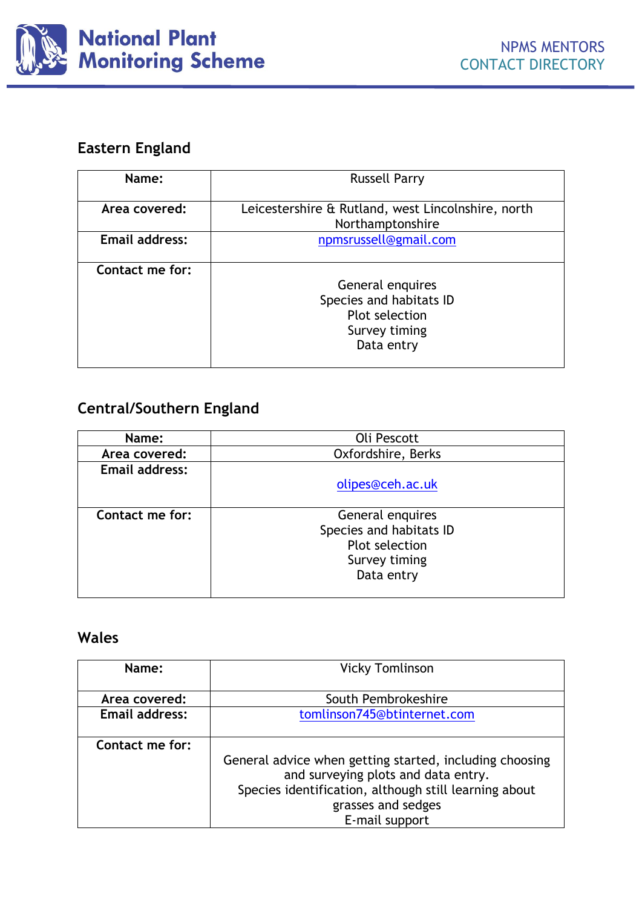## Eastern England

| Name: | Russell Parry |
|---|---|
| Area covered: | Leicestershire & Rutland, west Lincolnshire, north Northamptonshire |
| Email address: | npmsrussell@gmail.com |
| Contact me for: | General enquires<br>Species and habitats ID<br>Plot selection<br>Survey timing<br>Data entry |

## Central/Southern England

| Name: | Oli Pescott |
|---|---|
| Area covered: | Oxfordshire, Berks |
| Email address: | olipes@ceh.ac.uk |
| Contact me for: | General enquires<br>Species and habitats ID<br>Plot selection<br>Survey timing<br>Data entry |

## Wales

| Name: | Vicky Tomlinson |
|---|---|
| Area covered: | South Pembrokeshire |
| Email address: | tomlinson745@btinternet.com |
| Contact me for: | General advice when getting started, including choosing and surveying plots and data entry.<br>Species identification, although still learning about grasses and sedges<br>E-mail support |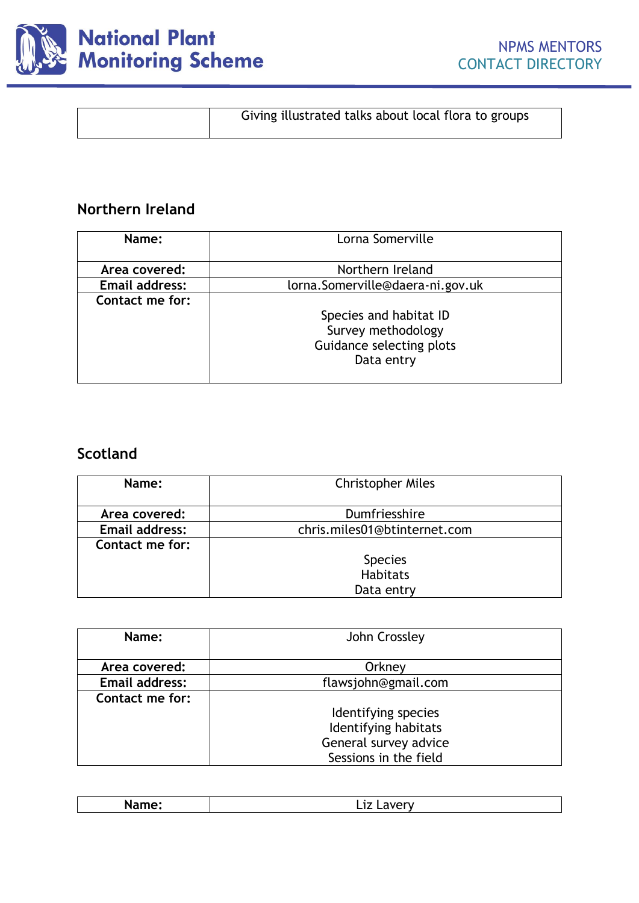| | |
|---|---|
| | Giving illustrated talks about local flora to groups |

## Northern Ireland

| | |
|---|---|
| **Name:** | Lorna Somerville |
| **Area covered:** | Northern Ireland |
| **Email address:** | lorna.Somerville@daera-ni.gov.uk |
| **Contact me for:** | Species and habitat ID<br>Survey methodology<br>Guidance selecting plots<br>Data entry |

## Scotland

| | |
|---|---|
| **Name:** | Christopher Miles |
| **Area covered:** | Dumfriesshire |
| **Email address:** | chris.miles01@btinternet.com |
| **Contact me for:** | Species<br>Habitats<br>Data entry |

| | |
|---|---|
| **Name:** | John Crossley |
| **Area covered:** | Orkney |
| **Email address:** | flawsjohn@gmail.com |
| **Contact me for:** | Identifying species<br>Identifying habitats<br>General survey advice<br>Sessions in the field |

| | |
|---|---|
| **Name:** | Liz Lavery |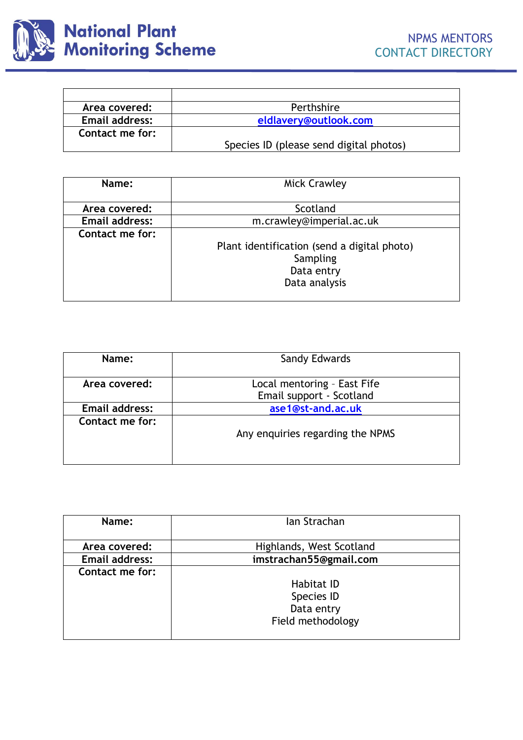| | |
|---|---|
| **Area covered:** | Perthshire |
| **Email address:** | eldlavery@outlook.com |
| **Contact me for:** | Species ID (please send digital photos) |

| **Name:** | Mick Crawley |
|---|---|
| **Area covered:** | Scotland |
| **Email address:** | m.crawley@imperial.ac.uk |
| **Contact me for:** | Plant identification (send a digital photo)<br>Sampling<br>Data entry<br>Data analysis |

| **Name:** | Sandy Edwards |
|---|---|
| **Area covered:** | Local mentoring – East Fife<br>Email support - Scotland |
| **Email address:** | ase1@st-and.ac.uk |
| **Contact me for:** | Any enquiries regarding the NPMS |

| **Name:** | Ian Strachan |
|---|---|
| **Area covered:** | Highlands, West Scotland |
| **Email address:** | **imstrachan55@gmail.com** |
| **Contact me for:** | Habitat ID<br>Species ID<br>Data entry<br>Field methodology |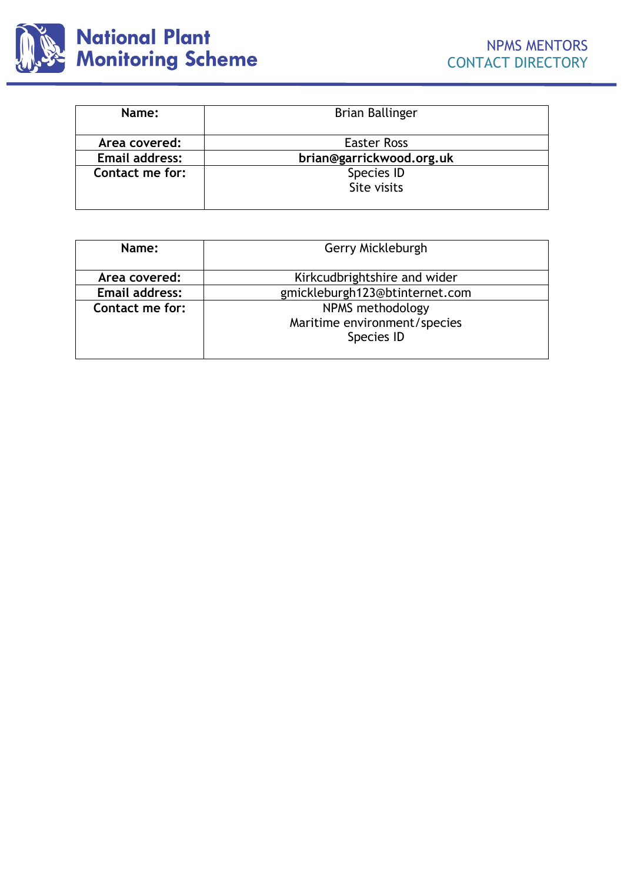| | |
|---|---|
| **Name:** | Brian Ballinger |
| **Area covered:** | Easter Ross |
| **Email address:** | **brian@garrickwood.org.uk** |
| **Contact me for:** | Species ID<br>Site visits |

| | |
|---|---|
| **Name:** | Gerry Mickleburgh |
| **Area covered:** | Kirkcudbrightshire and wider |
| **Email address:** | gmickleburgh123@btinternet.com |
| **Contact me for:** | NPMS methodology<br>Maritime environment/species<br>Species ID |